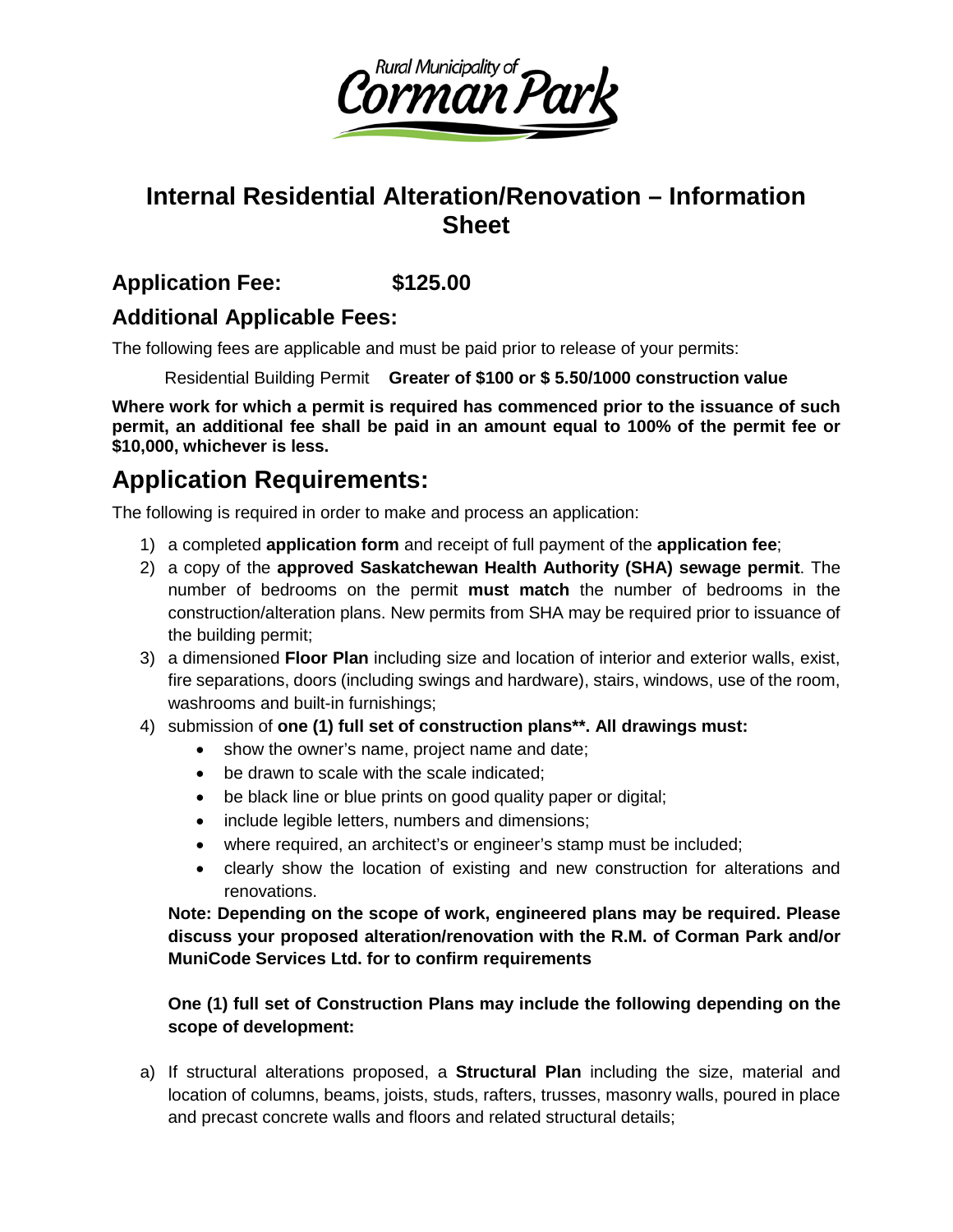Rural Municipality of Corman Park

# Internal Residential Alteration/Renovation – Information Sheet

## Application Fee: $125.00

## Additional Applicable Fees:

The following fees are applicable and must be paid prior to release of your permits:

Residential Building Permit **Greater of $100 or $ 5.50/1000 construction value**

**Where work for which a permit is required has commenced prior to the issuance of such permit, an additional fee shall be paid in an amount equal to 100% of the permit fee or $10,000, whichever is less.**

# Application Requirements:

The following is required in order to make and process an application:

1) a completed **application form** and receipt of full payment of the **application fee**;
2) a copy of the **approved Saskatchewan Health Authority (SHA) sewage permit**. The number of bedrooms on the permit **must match** the number of bedrooms in the construction/alteration plans. New permits from SHA may be required prior to issuance of the building permit;
3) a dimensioned **Floor Plan** including size and location of interior and exterior walls, exist, fire separations, doors (including swings and hardware), stairs, windows, use of the room, washrooms and built-in furnishings;
4) submission of **one (1) full set of construction plans\*\*. All drawings must:**
   - show the owner's name, project name and date;
   - be drawn to scale with the scale indicated;
   - be black line or blue prints on good quality paper or digital;
   - include legible letters, numbers and dimensions;
   - where required, an architect's or engineer's stamp must be included;
   - clearly show the location of existing and new construction for alterations and renovations.

   **Note: Depending on the scope of work, engineered plans may be required. Please discuss your proposed alteration/renovation with the R.M. of Corman Park and/or MuniCode Services Ltd. for to confirm requirements**

   **One (1) full set of Construction Plans may include the following depending on the scope of development:**

a) If structural alterations proposed, a **Structural Plan** including the size, material and location of columns, beams, joists, studs, rafters, trusses, masonry walls, poured in place and precast concrete walls and floors and related structural details;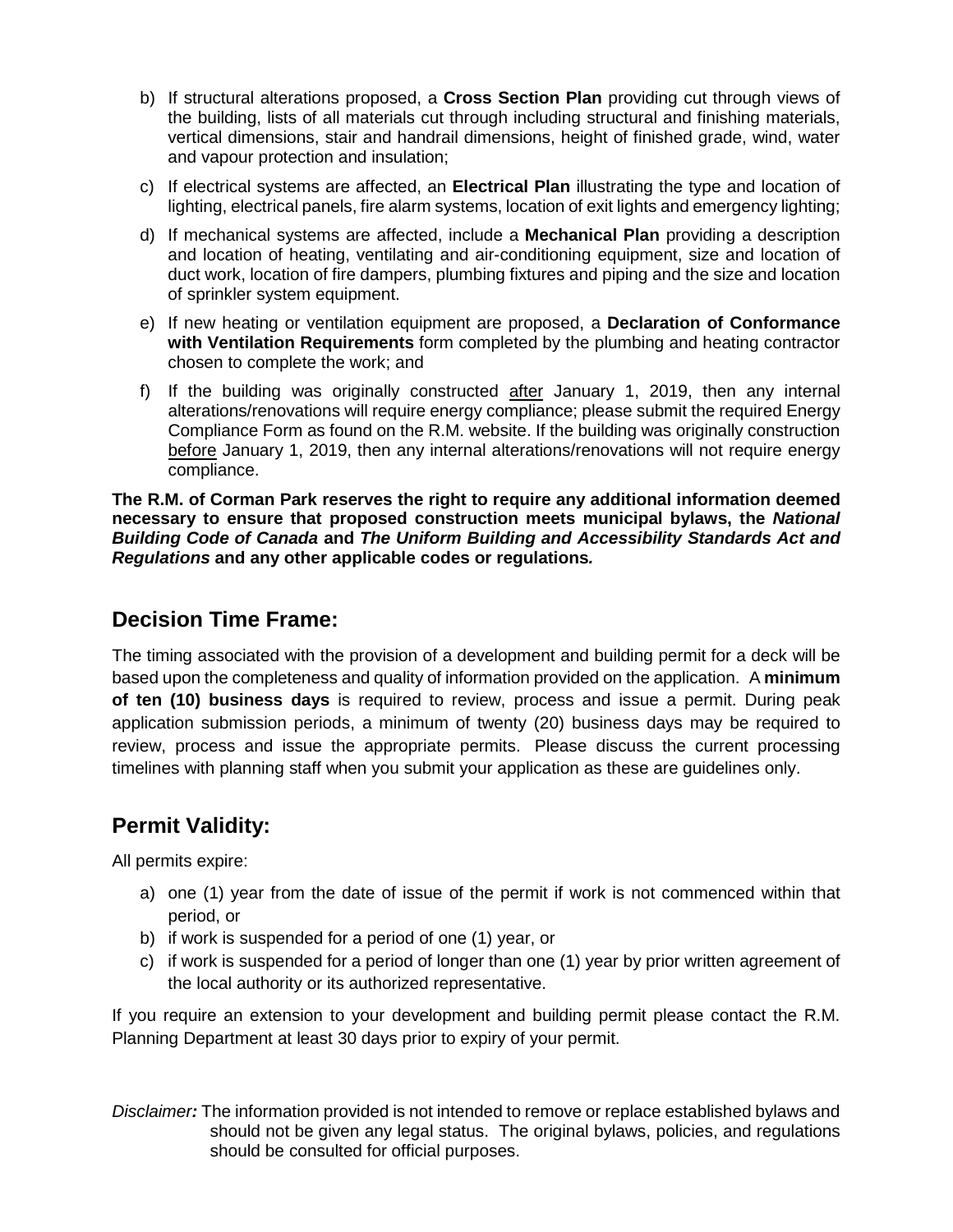b) If structural alterations proposed, a **Cross Section Plan** providing cut through views of the building, lists of all materials cut through including structural and finishing materials, vertical dimensions, stair and handrail dimensions, height of finished grade, wind, water and vapour protection and insulation;

c) If electrical systems are affected, an **Electrical Plan** illustrating the type and location of lighting, electrical panels, fire alarm systems, location of exit lights and emergency lighting;

d) If mechanical systems are affected, include a **Mechanical Plan** providing a description and location of heating, ventilating and air-conditioning equipment, size and location of duct work, location of fire dampers, plumbing fixtures and piping and the size and location of sprinkler system equipment.

e) If new heating or ventilation equipment are proposed, a **Declaration of Conformance with Ventilation Requirements** form completed by the plumbing and heating contractor chosen to complete the work; and

f) If the building was originally constructed <u>after</u> January 1, 2019, then any internal alterations/renovations will require energy compliance; please submit the required Energy Compliance Form as found on the R.M. website. If the building was originally construction <u>before</u> January 1, 2019, then any internal alterations/renovations will not require energy compliance.

**The R.M. of Corman Park reserves the right to require any additional information deemed necessary to ensure that proposed construction meets municipal bylaws, the *National Building Code of Canada* and *The Uniform Building and Accessibility Standards Act and Regulations* and any other applicable codes or regulations*.***

## Decision Time Frame:

The timing associated with the provision of a development and building permit for a deck will be based upon the completeness and quality of information provided on the application. A **minimum of ten (10) business days** is required to review, process and issue a permit. During peak application submission periods, a minimum of twenty (20) business days may be required to review, process and issue the appropriate permits. Please discuss the current processing timelines with planning staff when you submit your application as these are guidelines only.

## Permit Validity:

All permits expire:

a) one (1) year from the date of issue of the permit if work is not commenced within that period, or
b) if work is suspended for a period of one (1) year, or
c) if work is suspended for a period of longer than one (1) year by prior written agreement of the local authority or its authorized representative.

If you require an extension to your development and building permit please contact the R.M. Planning Department at least 30 days prior to expiry of your permit.

*Disclaimer:* The information provided is not intended to remove or replace established bylaws and should not be given any legal status. The original bylaws, policies, and regulations should be consulted for official purposes.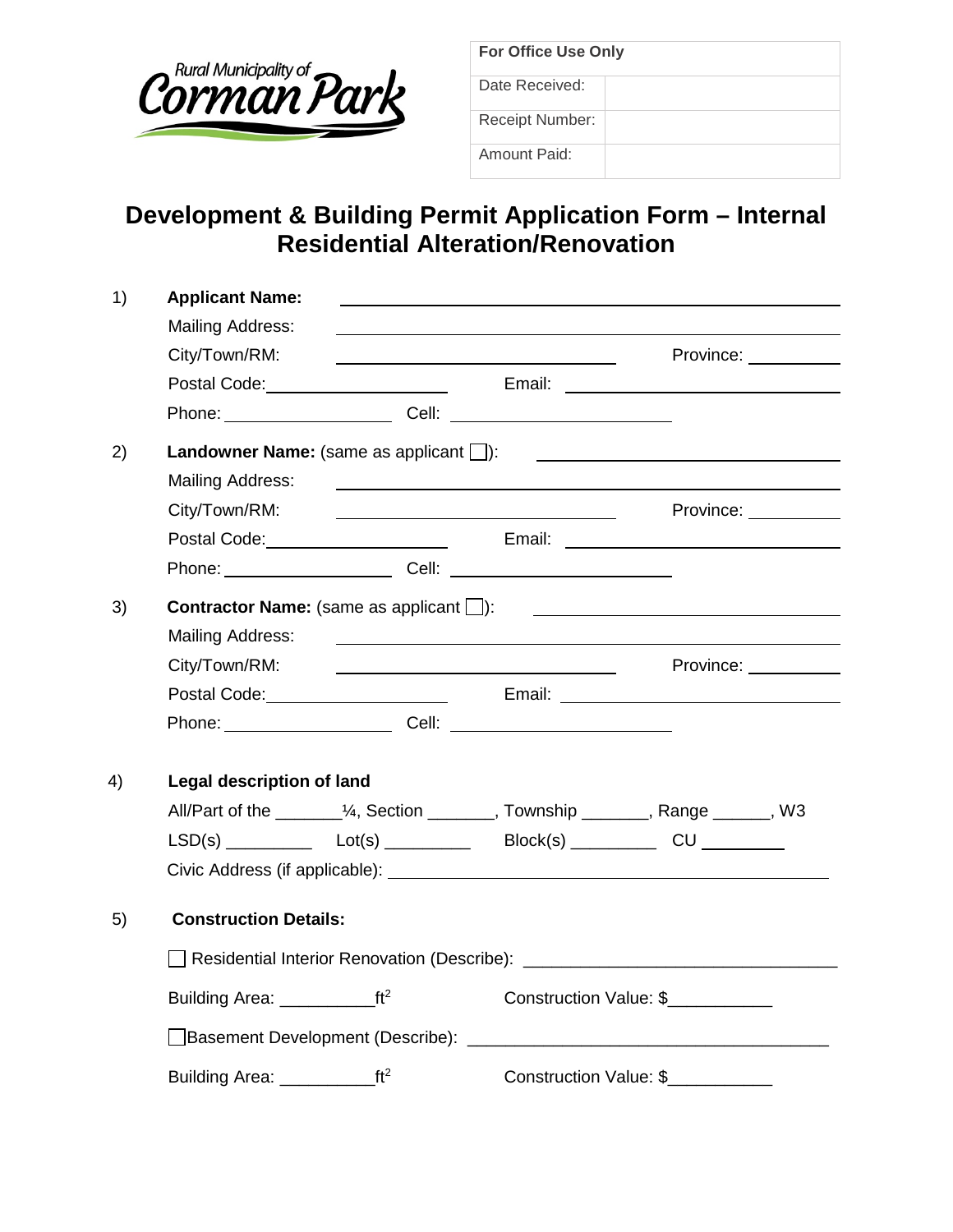Rural Municipality of Corman Park

| For Office Use Only | |
|---|---|
| Date Received: | |
| Receipt Number: | |
| Amount Paid: | |

# Development & Building Permit Application Form – Internal Residential Alteration/Renovation

1) **Applicant Name:** ______________________________

   Mailing Address: ______________________________

   City/Town/RM: ______________________ Province: __________

   Postal Code: __________________ Email: ______________________

   Phone: __________________ Cell: ______________________

2) **Landowner Name:** (same as applicant ☐): ______________________________

   Mailing Address: ______________________________

   City/Town/RM: ______________________ Province: __________

   Postal Code: __________________ Email: ______________________

   Phone: __________________ Cell: ______________________

3) **Contractor Name:** (same as applicant ☐): ______________________________

   Mailing Address: ______________________________

   City/Town/RM: ______________________ Province: __________

   Postal Code: __________________ Email: ______________________

   Phone: __________________ Cell: ______________________

4) **Legal description of land**

   All/Part of the _______¼, Section _______, Township _______, Range ______, W3

   LSD(s) _________ Lot(s) _________ Block(s) _________ CU _________

   Civic Address (if applicable): ______________________________

5) **Construction Details:**

   ☐ Residential Interior Renovation (Describe): ______________________________

   Building Area: __________ft$^2$ Construction Value: $___________

   ☐ Basement Development (Describe): ______________________________

   Building Area: __________ft$^2$ Construction Value: $___________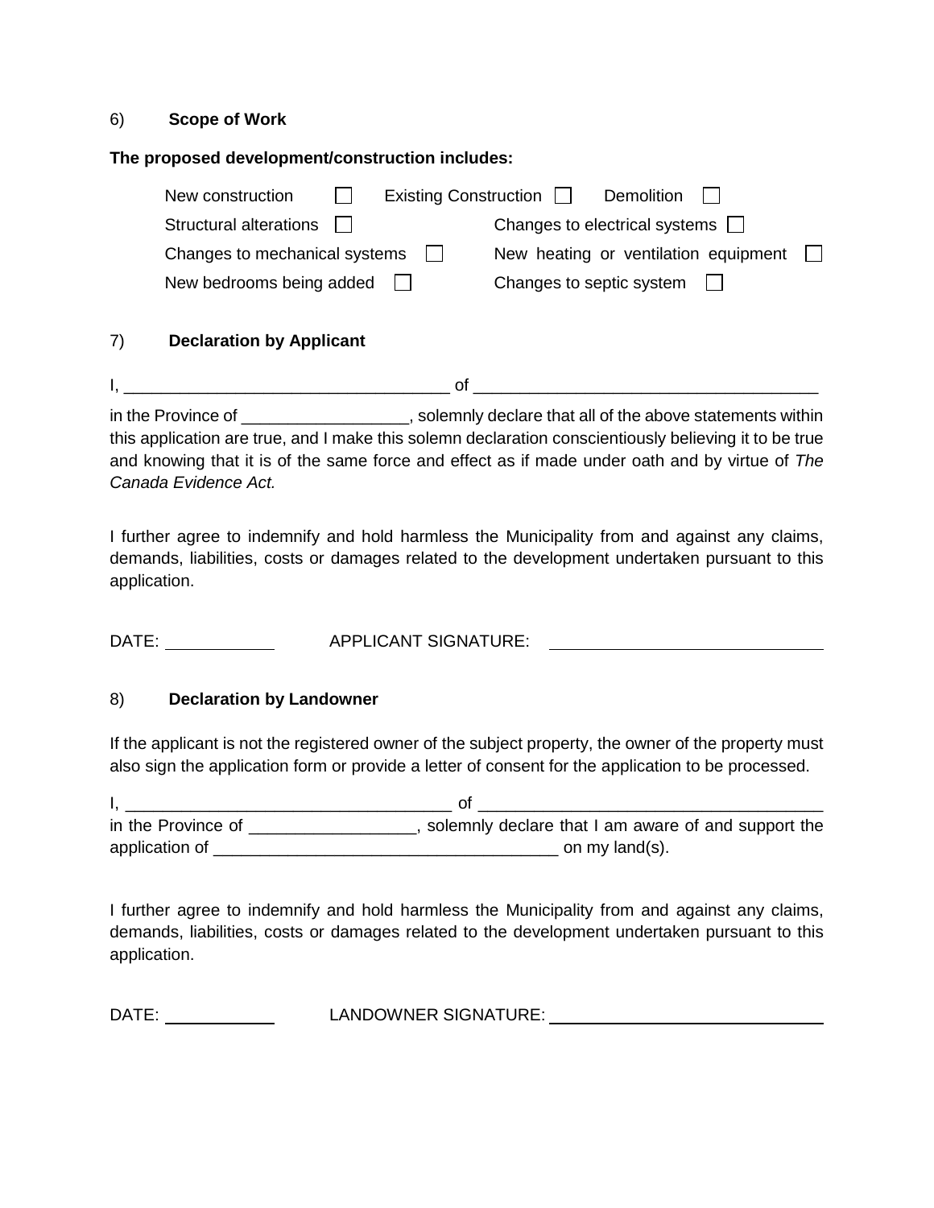6) **Scope of Work**

**The proposed development/construction includes:**

- New construction ☐
- Existing Construction ☐
- Demolition ☐
- Structural alterations ☐
- Changes to electrical systems ☐
- Changes to mechanical systems ☐
- New heating or ventilation equipment ☐
- New bedrooms being added ☐
- Changes to septic system ☐

7) **Declaration by Applicant**

I, ___________________________________ of _____________________________________

in the Province of __________________, solemnly declare that all of the above statements within this application are true, and I make this solemn declaration conscientiously believing it to be true and knowing that it is of the same force and effect as if made under oath and by virtue of *The Canada Evidence Act.*

I further agree to indemnify and hold harmless the Municipality from and against any claims, demands, liabilities, costs or damages related to the development undertaken pursuant to this application.

DATE: ____________ APPLICANT SIGNATURE: ______________________________

8) **Declaration by Landowner**

If the applicant is not the registered owner of the subject property, the owner of the property must also sign the application form or provide a letter of consent for the application to be processed.

I, ___________________________________ of _____________________________________
in the Province of __________________, solemnly declare that I am aware of and support the application of ______________________________________ on my land(s).

I further agree to indemnify and hold harmless the Municipality from and against any claims, demands, liabilities, costs or damages related to the development undertaken pursuant to this application.

DATE: ____________ LANDOWNER SIGNATURE: ______________________________